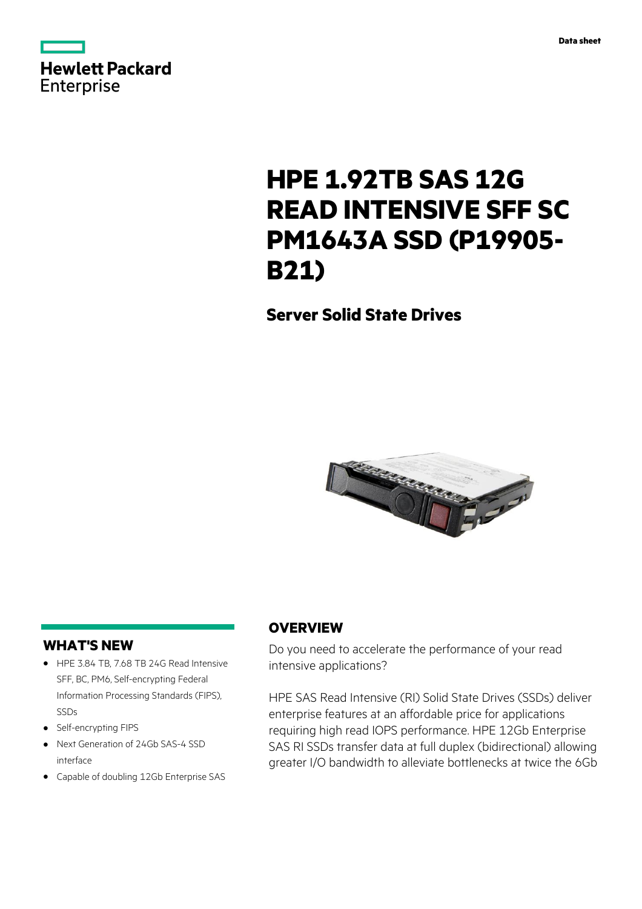Data sheet

# HPE 1.92TB SAS 12G READ INTENSIVE SFF SC PM1643A SSD (P19905-B21)

## Server Solid State Drives

## WHAT'S NEW

- HPE 3.84 TB, 7.68 TB 24G Read Intensive SFF, BC, PM6, Self-encrypting Federal Information Processing Standards (FIPS), SSDs
- Self-encrypting FIPS
- Next Generation of 24Gb SAS-4 SSD interface
- Capable of doubling 12Gb Enterprise SAS

## OVERVIEW

Do you need to accelerate the performance of your read intensive applications?

HPE SAS Read Intensive (RI) Solid State Drives (SSDs) deliver enterprise features at an affordable price for applications requiring high read IOPS performance. HPE 12Gb Enterprise SAS RI SSDs transfer data at full duplex (bidirectional) allowing greater I/O bandwidth to alleviate bottlenecks at twice the 6Gb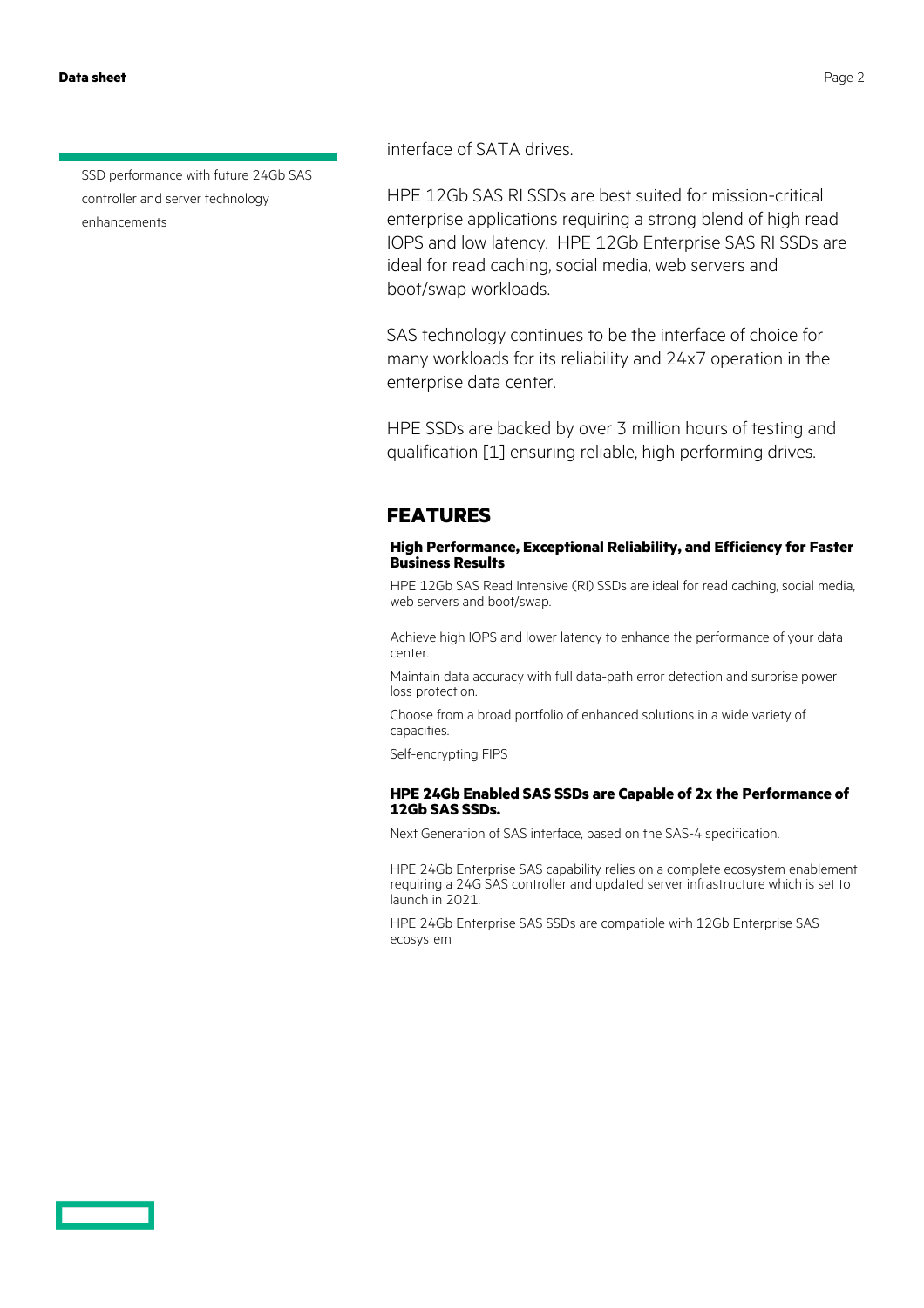SSD performance with future 24Gb SAS controller and server technology enhancements

interface of SATA drives.

HPE 12Gb SAS RI SSDs are best suited for mission-critical enterprise applications requiring a strong blend of high read IOPS and low latency. HPE 12Gb Enterprise SAS RI SSDs are ideal for read caching, social media, web servers and boot/swap workloads.

SAS technology continues to be the interface of choice for many workloads for its reliability and 24x7 operation in the enterprise data center.

HPE SSDs are backed by over 3 million hours of testing and qualification [1] ensuring reliable, high performing drives.

## FEATURES

### High Performance, Exceptional Reliability, and Efficiency for Faster Business Results

HPE 12Gb SAS Read Intensive (RI) SSDs are ideal for read caching, social media, web servers and boot/swap.

Achieve high IOPS and lower latency to enhance the performance of your data center.

Maintain data accuracy with full data-path error detection and surprise power loss protection.

Choose from a broad portfolio of enhanced solutions in a wide variety of capacities.

Self-encrypting FIPS

### HPE 24Gb Enabled SAS SSDs are Capable of 2x the Performance of 12Gb SAS SSDs.

Next Generation of SAS interface, based on the SAS-4 specification.

HPE 24Gb Enterprise SAS capability relies on a complete ecosystem enablement requiring a 24G SAS controller and updated server infrastructure which is set to launch in 2021.

HPE 24Gb Enterprise SAS SSDs are compatible with 12Gb Enterprise SAS ecosystem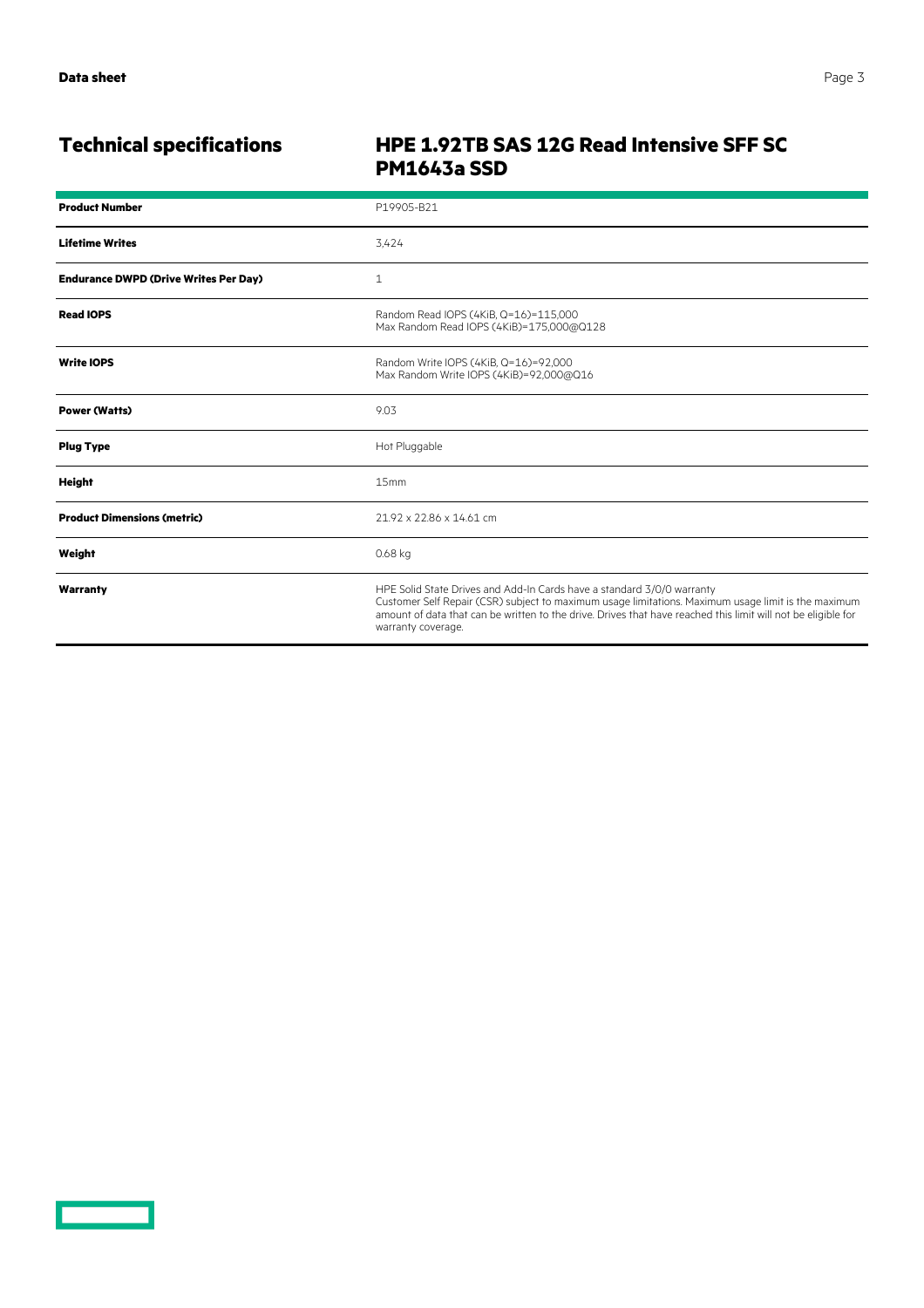## Technical specifications

### HPE 1.92TB SAS 12G Read Intensive SFF SC PM1643a SSD

| | |
|---|---|
| **Product Number** | P19905-B21 |
| **Lifetime Writes** | 3,424 |
| **Endurance DWPD (Drive Writes Per Day)** | 1 |
| **Read IOPS** | Random Read IOPS (4KiB, Q=16)=115,000<br>Max Random Read IOPS (4KiB)=175,000@Q128 |
| **Write IOPS** | Random Write IOPS (4KiB, Q=16)=92,000<br>Max Random Write IOPS (4KiB)=92,000@Q16 |
| **Power (Watts)** | 9.03 |
| **Plug Type** | Hot Pluggable |
| **Height** | 15mm |
| **Product Dimensions (metric)** | 21.92 x 22.86 x 14.61 cm |
| **Weight** | 0.68 kg |
| **Warranty** | HPE Solid State Drives and Add-In Cards have a standard 3/0/0 warranty<br>Customer Self Repair (CSR) subject to maximum usage limitations. Maximum usage limit is the maximum amount of data that can be written to the drive. Drives that have reached this limit will not be eligible for warranty coverage. |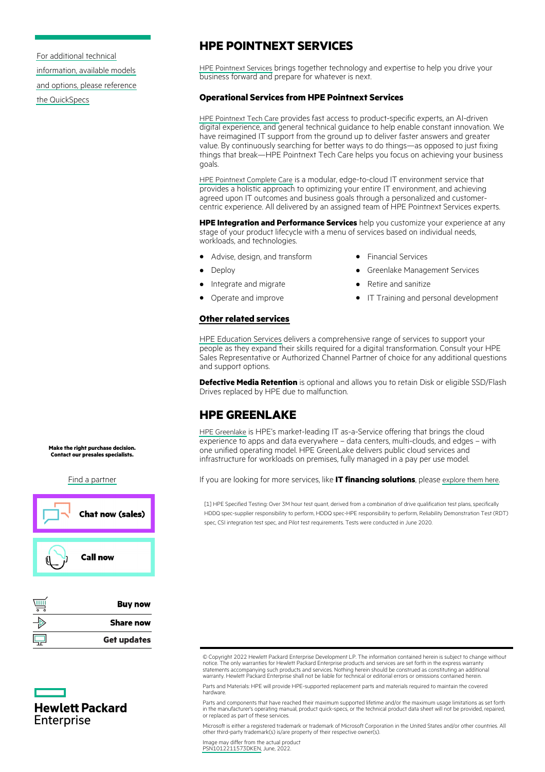For additional technical information, available models and options, please reference the QuickSpecs

## HPE POINTNEXT SERVICES

HPE Pointnext Services brings together technology and expertise to help you drive your business forward and prepare for whatever is next.

### Operational Services from HPE Pointnext Services

HPE Pointnext Tech Care provides fast access to product-specific experts, an AI-driven digital experience, and general technical guidance to help enable constant innovation. We have reimagined IT support from the ground up to deliver faster answers and greater value. By continuously searching for better ways to do things—as opposed to just fixing things that break—HPE Pointnext Tech Care helps you focus on achieving your business goals.

HPE Pointnext Complete Care is a modular, edge-to-cloud IT environment service that provides a holistic approach to optimizing your entire IT environment, and achieving agreed upon IT outcomes and business goals through a personalized and customer-centric experience. All delivered by an assigned team of HPE Pointnext Services experts.

**HPE Integration and Performance Services** help you customize your experience at any stage of your product lifecycle with a menu of services based on individual needs, workloads, and technologies.

- Advise, design, and transform
- Deploy
- Integrate and migrate
- Operate and improve
- Financial Services
- Greenlake Management Services
- Retire and sanitize
- IT Training and personal development

### Other related services

HPE Education Services delivers a comprehensive range of services to support your people as they expand their skills required for a digital transformation. Consult your HPE Sales Representative or Authorized Channel Partner of choice for any additional questions and support options.

**Defective Media Retention** is optional and allows you to retain Disk or eligible SSD/Flash Drives replaced by HPE due to malfunction.

## HPE GREENLAKE

HPE Greenlake is HPE's market-leading IT as-a-Service offering that brings the cloud experience to apps and data everywhere – data centers, multi-clouds, and edges – with one unified operating model. HPE GreenLake delivers public cloud services and infrastructure for workloads on premises, fully managed in a pay per use model.

If you are looking for more services, like **IT financing solutions**, please explore them here.

[1] HPE Specified Testing: Over 3M hour test quant, derived from a combination of drive qualification test plans, specifically HDDQ spec-supplier responsibility to perform, HDDQ spec-HPE responsibility to perform, Reliability Demonstration Test (RDT) spec, CSI integration test spec, and Pilot test requirements. Tests were conducted in June 2020.

**Make the right purchase decision. Contact our presales specialists.**

Find a partner

**Chat now (sales)**

**Call now**

**Buy now**

**Share now**

**Get updates**

© Copyright 2022 Hewlett Packard Enterprise Development LP. The information contained herein is subject to change without notice. The only warranties for Hewlett Packard Enterprise products and services are set forth in the express warranty statements accompanying such products and services. Nothing herein should be construed as constituting an additional warranty. Hewlett Packard Enterprise shall not be liable for technical or editorial errors or omissions contained herein.

Parts and Materials: HPE will provide HPE-supported replacement parts and materials required to maintain the covered hardware.

Parts and components that have reached their maximum supported lifetime and/or the maximum usage limitations as set forth in the manufacturer's operating manual, product quick-specs, or the technical product data sheet will not be provided, repaired, or replaced as part of these services.

Microsoft is either a registered trademark or trademark of Microsoft Corporation in the United States and/or other countries. All other third-party trademark(s) is/are property of their respective owner(s).

Image may differ from the actual product
PSN1012211573DKEN, June, 2022.

**Hewlett Packard Enterprise**